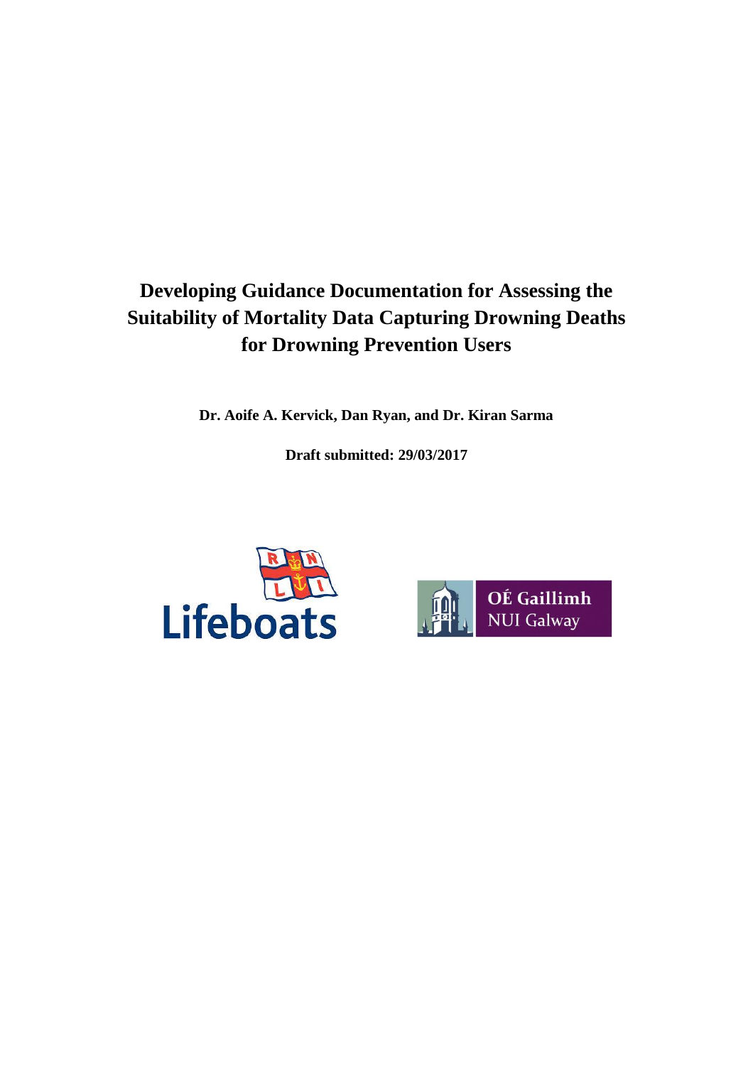# Developing Guidance Documentation for Assessing the Suitability of Mortality Data Capturing Drowning Deaths for Drowning Prevention Users

**Dr. Aoife A. Kervick, Dan Ryan, and Dr. Kiran Sarma**

**Draft submitted: 29/03/2017**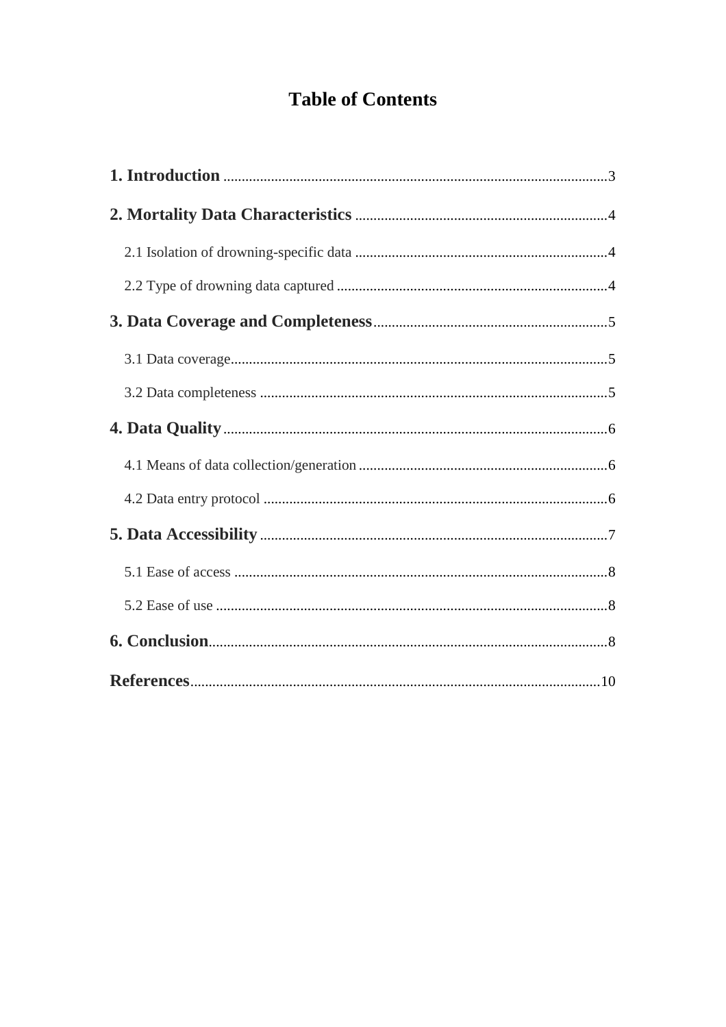# Table of Contents

**1. Introduction** ........................................................................................................ 3

**2. Mortality Data Characteristics** .................................................................... 4

2.1 Isolation of drowning-specific data ..................................................................... 4

2.2 Type of drowning data captured ......................................................................... 4

**3. Data Coverage and Completeness** ................................................................ 5

3.1 Data coverage ....................................................................................................... 5

3.2 Data completeness ............................................................................................... 5

**4. Data Quality** ........................................................................................................ 6

4.1 Means of data collection/generation .................................................................... 6

4.2 Data entry protocol ............................................................................................. 6

**5. Data Accessibility** .............................................................................................. 7

5.1 Ease of access ...................................................................................................... 8

5.2 Ease of use .......................................................................................................... 8

**6. Conclusion** ........................................................................................................... 8

**References** .............................................................................................................. 10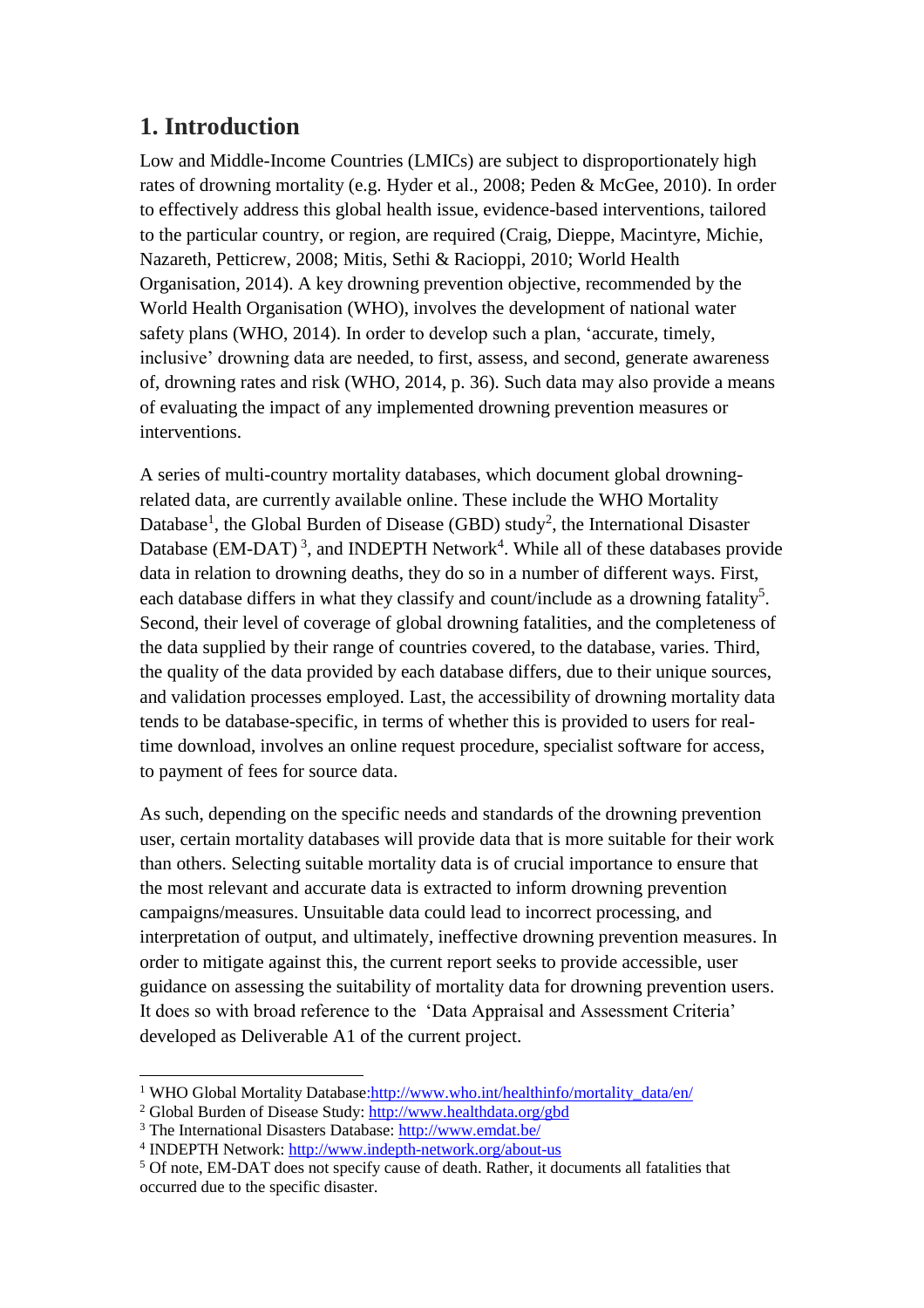## 1. Introduction

Low and Middle-Income Countries (LMICs) are subject to disproportionately high rates of drowning mortality (e.g. Hyder et al., 2008; Peden & McGee, 2010). In order to effectively address this global health issue, evidence-based interventions, tailored to the particular country, or region, are required (Craig, Dieppe, Macintyre, Michie, Nazareth, Petticrew, 2008; Mitis, Sethi & Racioppi, 2010; World Health Organisation, 2014). A key drowning prevention objective, recommended by the World Health Organisation (WHO), involves the development of national water safety plans (WHO, 2014). In order to develop such a plan, 'accurate, timely, inclusive' drowning data are needed, to first, assess, and second, generate awareness of, drowning rates and risk (WHO, 2014, p. 36). Such data may also provide a means of evaluating the impact of any implemented drowning prevention measures or interventions.

A series of multi-country mortality databases, which document global drowning-related data, are currently available online. These include the WHO Mortality Database[1], the Global Burden of Disease (GBD) study[2], the International Disaster Database (EM-DAT)[3], and INDEPTH Network[4]. While all of these databases provide data in relation to drowning deaths, they do so in a number of different ways. First, each database differs in what they classify and count/include as a drowning fatality[5]. Second, their level of coverage of global drowning fatalities, and the completeness of the data supplied by their range of countries covered, to the database, varies. Third, the quality of the data provided by each database differs, due to their unique sources, and validation processes employed. Last, the accessibility of drowning mortality data tends to be database-specific, in terms of whether this is provided to users for real-time download, involves an online request procedure, specialist software for access, to payment of fees for source data.

As such, depending on the specific needs and standards of the drowning prevention user, certain mortality databases will provide data that is more suitable for their work than others. Selecting suitable mortality data is of crucial importance to ensure that the most relevant and accurate data is extracted to inform drowning prevention campaigns/measures. Unsuitable data could lead to incorrect processing, and interpretation of output, and ultimately, ineffective drowning prevention measures. In order to mitigate against this, the current report seeks to provide accessible, user guidance on assessing the suitability of mortality data for drowning prevention users. It does so with broad reference to the 'Data Appraisal and Assessment Criteria' developed as Deliverable A1 of the current project.

---

[1] WHO Global Mortality Database: http://www.who.int/healthinfo/mortality_data/en/

[2] Global Burden of Disease Study: http://www.healthdata.org/gbd

[3] The International Disasters Database: http://www.emdat.be/

[4] INDEPTH Network: http://www.indepth-network.org/about-us

[5] Of note, EM-DAT does not specify cause of death. Rather, it documents all fatalities that occurred due to the specific disaster.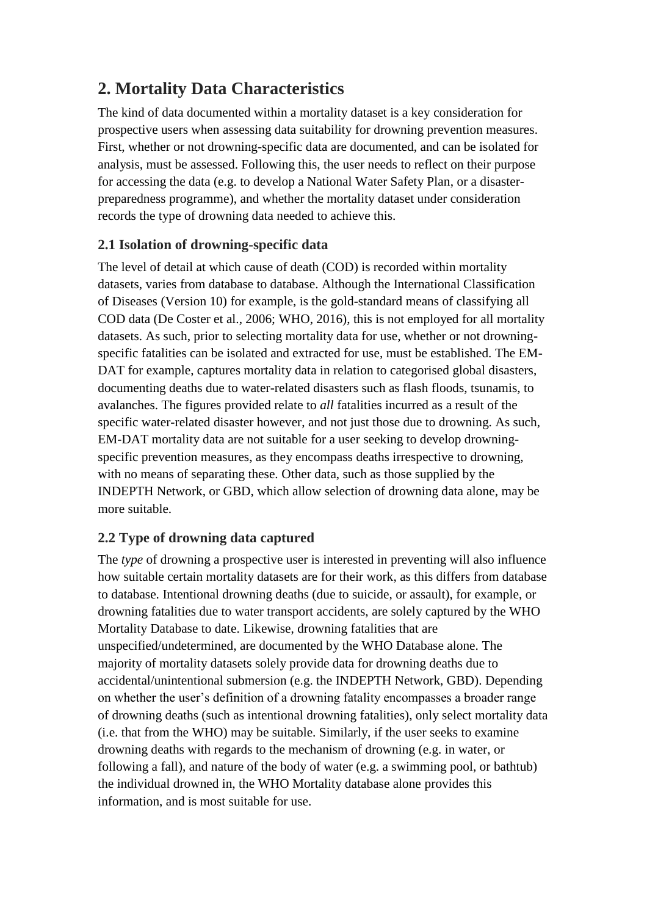## 2. Mortality Data Characteristics

The kind of data documented within a mortality dataset is a key consideration for prospective users when assessing data suitability for drowning prevention measures. First, whether or not drowning-specific data are documented, and can be isolated for analysis, must be assessed. Following this, the user needs to reflect on their purpose for accessing the data (e.g. to develop a National Water Safety Plan, or a disaster-preparedness programme), and whether the mortality dataset under consideration records the type of drowning data needed to achieve this.

### 2.1 Isolation of drowning-specific data

The level of detail at which cause of death (COD) is recorded within mortality datasets, varies from database to database. Although the International Classification of Diseases (Version 10) for example, is the gold-standard means of classifying all COD data (De Coster et al., 2006; WHO, 2016), this is not employed for all mortality datasets. As such, prior to selecting mortality data for use, whether or not drowning-specific fatalities can be isolated and extracted for use, must be established. The EM-DAT for example, captures mortality data in relation to categorised global disasters, documenting deaths due to water-related disasters such as flash floods, tsunamis, to avalanches. The figures provided relate to *all* fatalities incurred as a result of the specific water-related disaster however, and not just those due to drowning. As such, EM-DAT mortality data are not suitable for a user seeking to develop drowning-specific prevention measures, as they encompass deaths irrespective to drowning, with no means of separating these. Other data, such as those supplied by the INDEPTH Network, or GBD, which allow selection of drowning data alone, may be more suitable.

### 2.2 Type of drowning data captured

The *type* of drowning a prospective user is interested in preventing will also influence how suitable certain mortality datasets are for their work, as this differs from database to database. Intentional drowning deaths (due to suicide, or assault), for example, or drowning fatalities due to water transport accidents, are solely captured by the WHO Mortality Database to date. Likewise, drowning fatalities that are unspecified/undetermined, are documented by the WHO Database alone. The majority of mortality datasets solely provide data for drowning deaths due to accidental/unintentional submersion (e.g. the INDEPTH Network, GBD). Depending on whether the user's definition of a drowning fatality encompasses a broader range of drowning deaths (such as intentional drowning fatalities), only select mortality data (i.e. that from the WHO) may be suitable. Similarly, if the user seeks to examine drowning deaths with regards to the mechanism of drowning (e.g. in water, or following a fall), and nature of the body of water (e.g. a swimming pool, or bathtub) the individual drowned in, the WHO Mortality database alone provides this information, and is most suitable for use.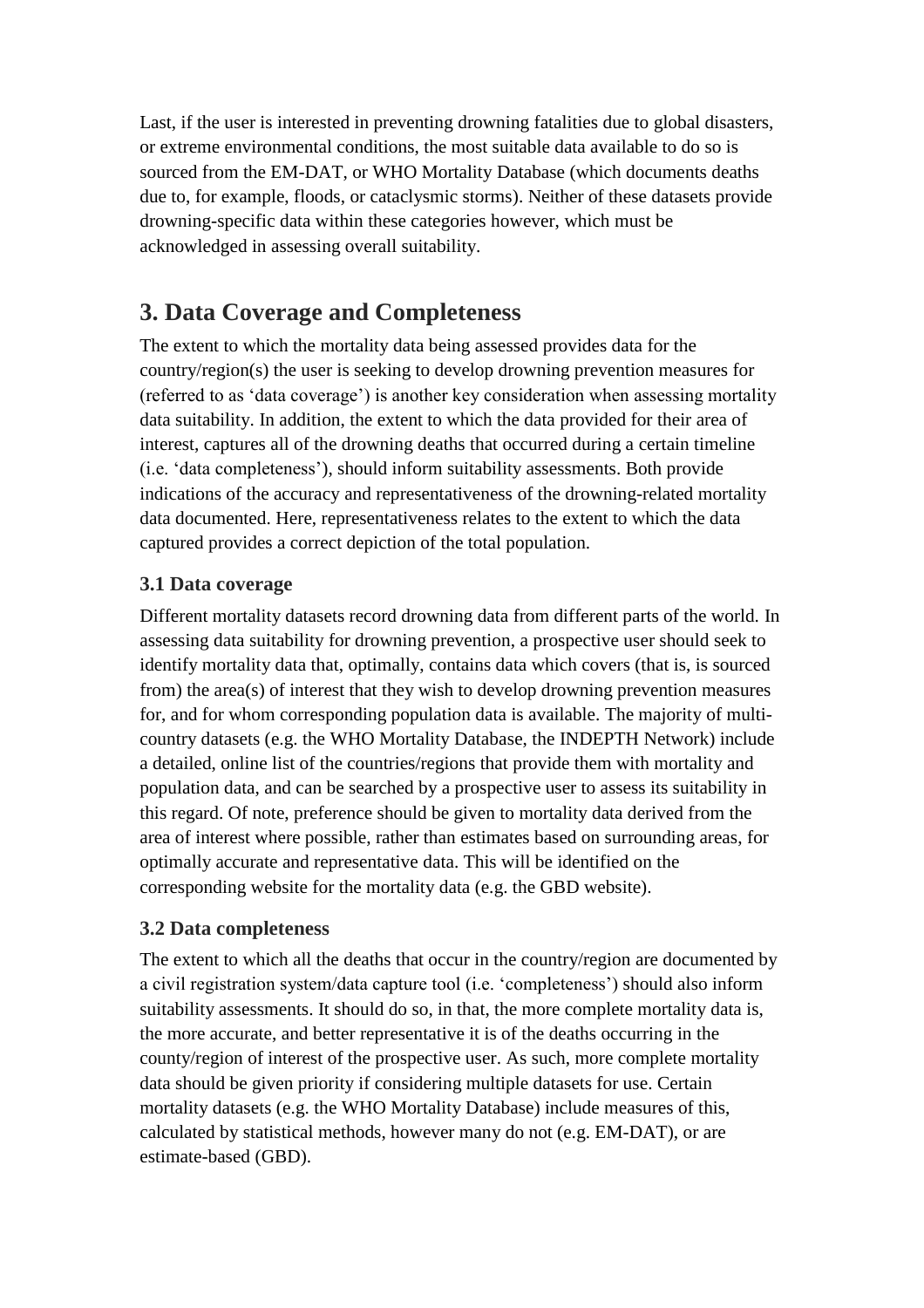Last, if the user is interested in preventing drowning fatalities due to global disasters, or extreme environmental conditions, the most suitable data available to do so is sourced from the EM-DAT, or WHO Mortality Database (which documents deaths due to, for example, floods, or cataclysmic storms). Neither of these datasets provide drowning-specific data within these categories however, which must be acknowledged in assessing overall suitability.

## 3. Data Coverage and Completeness

The extent to which the mortality data being assessed provides data for the country/region(s) the user is seeking to develop drowning prevention measures for (referred to as 'data coverage') is another key consideration when assessing mortality data suitability. In addition, the extent to which the data provided for their area of interest, captures all of the drowning deaths that occurred during a certain timeline (i.e. 'data completeness'), should inform suitability assessments. Both provide indications of the accuracy and representativeness of the drowning-related mortality data documented. Here, representativeness relates to the extent to which the data captured provides a correct depiction of the total population.

### 3.1 Data coverage

Different mortality datasets record drowning data from different parts of the world. In assessing data suitability for drowning prevention, a prospective user should seek to identify mortality data that, optimally, contains data which covers (that is, is sourced from) the area(s) of interest that they wish to develop drowning prevention measures for, and for whom corresponding population data is available. The majority of multi-country datasets (e.g. the WHO Mortality Database, the INDEPTH Network) include a detailed, online list of the countries/regions that provide them with mortality and population data, and can be searched by a prospective user to assess its suitability in this regard. Of note, preference should be given to mortality data derived from the area of interest where possible, rather than estimates based on surrounding areas, for optimally accurate and representative data. This will be identified on the corresponding website for the mortality data (e.g. the GBD website).

### 3.2 Data completeness

The extent to which all the deaths that occur in the country/region are documented by a civil registration system/data capture tool (i.e. 'completeness') should also inform suitability assessments. It should do so, in that, the more complete mortality data is, the more accurate, and better representative it is of the deaths occurring in the county/region of interest of the prospective user. As such, more complete mortality data should be given priority if considering multiple datasets for use. Certain mortality datasets (e.g. the WHO Mortality Database) include measures of this, calculated by statistical methods, however many do not (e.g. EM-DAT), or are estimate-based (GBD).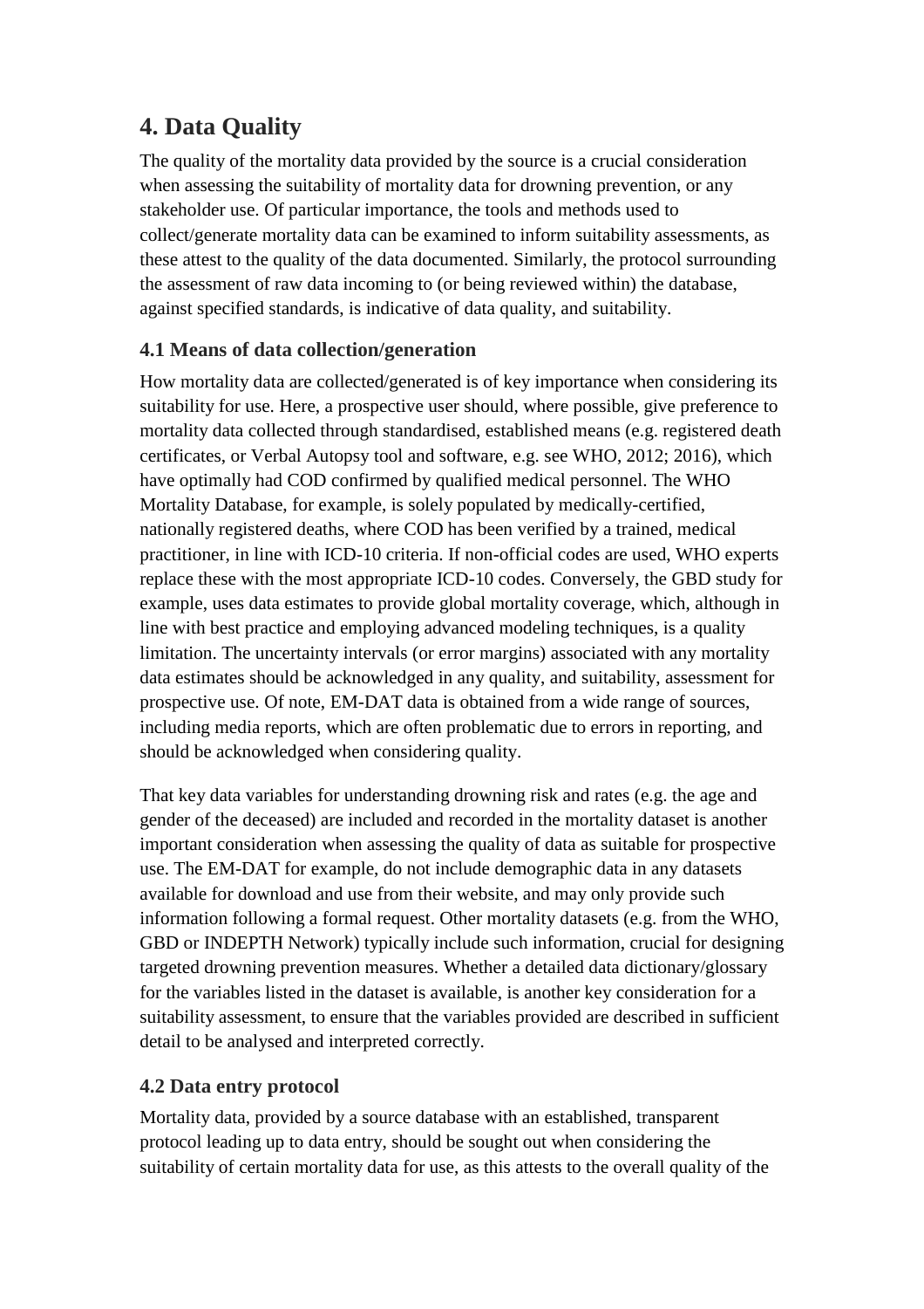# 4. Data Quality

The quality of the mortality data provided by the source is a crucial consideration when assessing the suitability of mortality data for drowning prevention, or any stakeholder use. Of particular importance, the tools and methods used to collect/generate mortality data can be examined to inform suitability assessments, as these attest to the quality of the data documented. Similarly, the protocol surrounding the assessment of raw data incoming to (or being reviewed within) the database, against specified standards, is indicative of data quality, and suitability.

## 4.1 Means of data collection/generation

How mortality data are collected/generated is of key importance when considering its suitability for use. Here, a prospective user should, where possible, give preference to mortality data collected through standardised, established means (e.g. registered death certificates, or Verbal Autopsy tool and software, e.g. see WHO, 2012; 2016), which have optimally had COD confirmed by qualified medical personnel. The WHO Mortality Database, for example, is solely populated by medically-certified, nationally registered deaths, where COD has been verified by a trained, medical practitioner, in line with ICD-10 criteria. If non-official codes are used, WHO experts replace these with the most appropriate ICD-10 codes. Conversely, the GBD study for example, uses data estimates to provide global mortality coverage, which, although in line with best practice and employing advanced modeling techniques, is a quality limitation. The uncertainty intervals (or error margins) associated with any mortality data estimates should be acknowledged in any quality, and suitability, assessment for prospective use. Of note, EM-DAT data is obtained from a wide range of sources, including media reports, which are often problematic due to errors in reporting, and should be acknowledged when considering quality.

That key data variables for understanding drowning risk and rates (e.g. the age and gender of the deceased) are included and recorded in the mortality dataset is another important consideration when assessing the quality of data as suitable for prospective use. The EM-DAT for example, do not include demographic data in any datasets available for download and use from their website, and may only provide such information following a formal request. Other mortality datasets (e.g. from the WHO, GBD or INDEPTH Network) typically include such information, crucial for designing targeted drowning prevention measures. Whether a detailed data dictionary/glossary for the variables listed in the dataset is available, is another key consideration for a suitability assessment, to ensure that the variables provided are described in sufficient detail to be analysed and interpreted correctly.

## 4.2 Data entry protocol

Mortality data, provided by a source database with an established, transparent protocol leading up to data entry, should be sought out when considering the suitability of certain mortality data for use, as this attests to the overall quality of the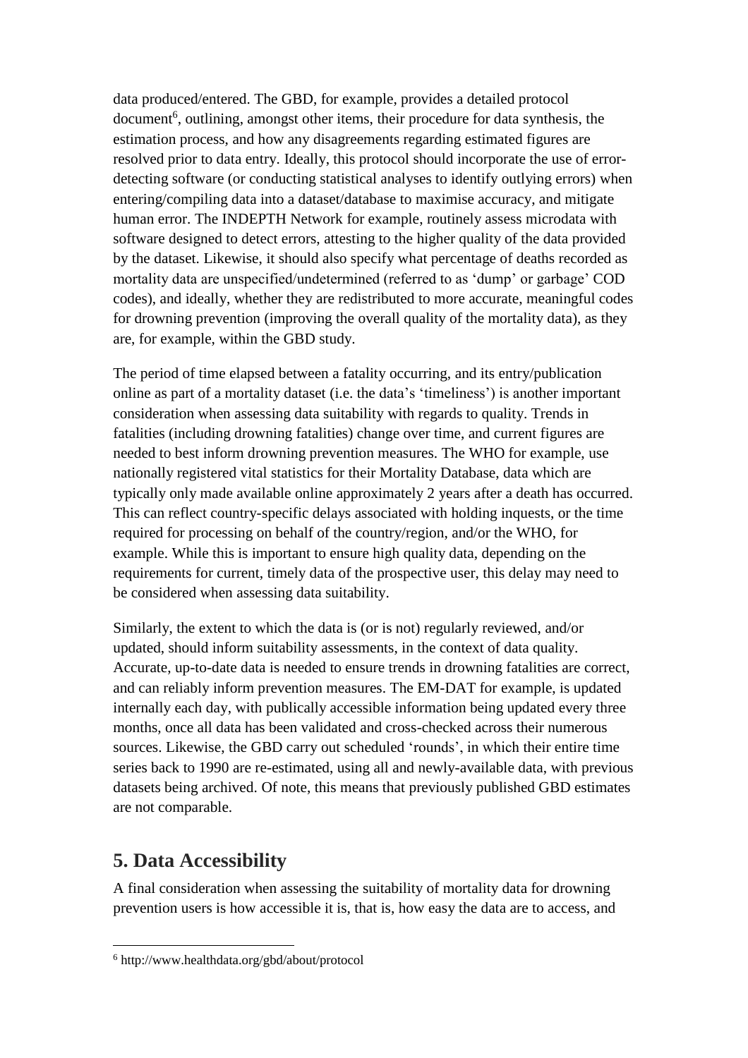data produced/entered. The GBD, for example, provides a detailed protocol document[6], outlining, amongst other items, their procedure for data synthesis, the estimation process, and how any disagreements regarding estimated figures are resolved prior to data entry. Ideally, this protocol should incorporate the use of error-detecting software (or conducting statistical analyses to identify outlying errors) when entering/compiling data into a dataset/database to maximise accuracy, and mitigate human error. The INDEPTH Network for example, routinely assess microdata with software designed to detect errors, attesting to the higher quality of the data provided by the dataset. Likewise, it should also specify what percentage of deaths recorded as mortality data are unspecified/undetermined (referred to as 'dump' or garbage' COD codes), and ideally, whether they are redistributed to more accurate, meaningful codes for drowning prevention (improving the overall quality of the mortality data), as they are, for example, within the GBD study.

The period of time elapsed between a fatality occurring, and its entry/publication online as part of a mortality dataset (i.e. the data's 'timeliness') is another important consideration when assessing data suitability with regards to quality. Trends in fatalities (including drowning fatalities) change over time, and current figures are needed to best inform drowning prevention measures. The WHO for example, use nationally registered vital statistics for their Mortality Database, data which are typically only made available online approximately 2 years after a death has occurred. This can reflect country-specific delays associated with holding inquests, or the time required for processing on behalf of the country/region, and/or the WHO, for example. While this is important to ensure high quality data, depending on the requirements for current, timely data of the prospective user, this delay may need to be considered when assessing data suitability.

Similarly, the extent to which the data is (or is not) regularly reviewed, and/or updated, should inform suitability assessments, in the context of data quality. Accurate, up-to-date data is needed to ensure trends in drowning fatalities are correct, and can reliably inform prevention measures. The EM-DAT for example, is updated internally each day, with publically accessible information being updated every three months, once all data has been validated and cross-checked across their numerous sources. Likewise, the GBD carry out scheduled 'rounds', in which their entire time series back to 1990 are re-estimated, using all and newly-available data, with previous datasets being archived. Of note, this means that previously published GBD estimates are not comparable.

## 5. Data Accessibility

A final consideration when assessing the suitability of mortality data for drowning prevention users is how accessible it is, that is, how easy the data are to access, and

[6] http://www.healthdata.org/gbd/about/protocol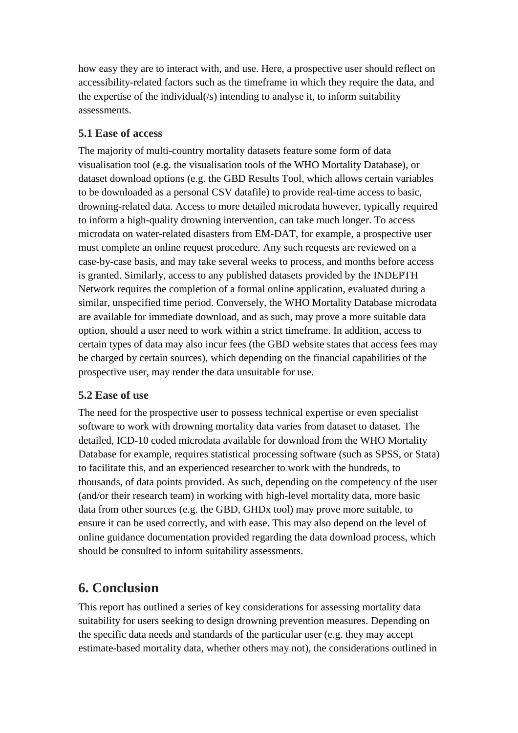how easy they are to interact with, and use. Here, a prospective user should reflect on accessibility-related factors such as the timeframe in which they require the data, and the expertise of the individual(/s) intending to analyse it, to inform suitability assessments.

### 5.1 Ease of access

The majority of multi-country mortality datasets feature some form of data visualisation tool (e.g. the visualisation tools of the WHO Mortality Database), or dataset download options (e.g. the GBD Results Tool, which allows certain variables to be downloaded as a personal CSV datafile) to provide real-time access to basic, drowning-related data. Access to more detailed microdata however, typically required to inform a high-quality drowning intervention, can take much longer. To access microdata on water-related disasters from EM-DAT, for example, a prospective user must complete an online request procedure. Any such requests are reviewed on a case-by-case basis, and may take several weeks to process, and months before access is granted. Similarly, access to any published datasets provided by the INDEPTH Network requires the completion of a formal online application, evaluated during a similar, unspecified time period. Conversely, the WHO Mortality Database microdata are available for immediate download, and as such, may prove a more suitable data option, should a user need to work within a strict timeframe. In addition, access to certain types of data may also incur fees (the GBD website states that access fees may be charged by certain sources), which depending on the financial capabilities of the prospective user, may render the data unsuitable for use.

### 5.2 Ease of use

The need for the prospective user to possess technical expertise or even specialist software to work with drowning mortality data varies from dataset to dataset. The detailed, ICD-10 coded microdata available for download from the WHO Mortality Database for example, requires statistical processing software (such as SPSS, or Stata) to facilitate this, and an experienced researcher to work with the hundreds, to thousands, of data points provided. As such, depending on the competency of the user (and/or their research team) in working with high-level mortality data, more basic data from other sources (e.g. the GBD, GHDx tool) may prove more suitable, to ensure it can be used correctly, and with ease. This may also depend on the level of online guidance documentation provided regarding the data download process, which should be consulted to inform suitability assessments.

## 6. Conclusion

This report has outlined a series of key considerations for assessing mortality data suitability for users seeking to design drowning prevention measures. Depending on the specific data needs and standards of the particular user (e.g. they may accept estimate-based mortality data, whether others may not), the considerations outlined in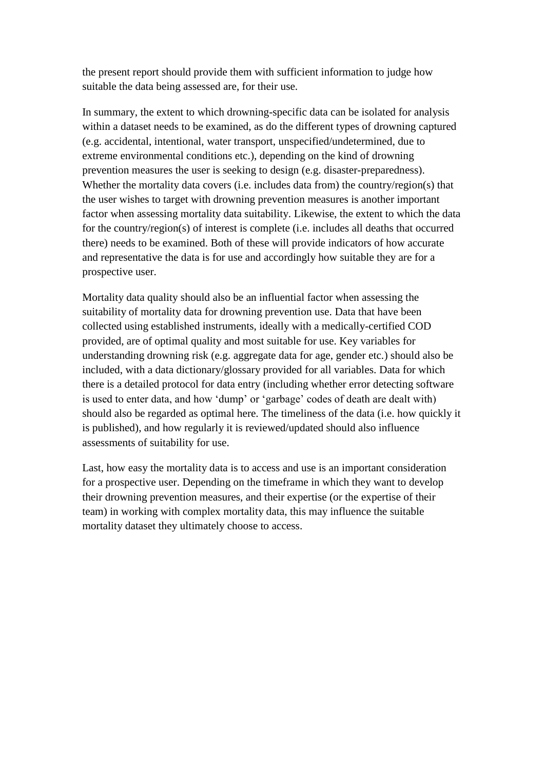the present report should provide them with sufficient information to judge how suitable the data being assessed are, for their use.

In summary, the extent to which drowning-specific data can be isolated for analysis within a dataset needs to be examined, as do the different types of drowning captured (e.g. accidental, intentional, water transport, unspecified/undetermined, due to extreme environmental conditions etc.), depending on the kind of drowning prevention measures the user is seeking to design (e.g. disaster-preparedness). Whether the mortality data covers (i.e. includes data from) the country/region(s) that the user wishes to target with drowning prevention measures is another important factor when assessing mortality data suitability. Likewise, the extent to which the data for the country/region(s) of interest is complete (i.e. includes all deaths that occurred there) needs to be examined. Both of these will provide indicators of how accurate and representative the data is for use and accordingly how suitable they are for a prospective user.

Mortality data quality should also be an influential factor when assessing the suitability of mortality data for drowning prevention use. Data that have been collected using established instruments, ideally with a medically-certified COD provided, are of optimal quality and most suitable for use. Key variables for understanding drowning risk (e.g. aggregate data for age, gender etc.) should also be included, with a data dictionary/glossary provided for all variables. Data for which there is a detailed protocol for data entry (including whether error detecting software is used to enter data, and how 'dump' or 'garbage' codes of death are dealt with) should also be regarded as optimal here. The timeliness of the data (i.e. how quickly it is published), and how regularly it is reviewed/updated should also influence assessments of suitability for use.

Last, how easy the mortality data is to access and use is an important consideration for a prospective user. Depending on the timeframe in which they want to develop their drowning prevention measures, and their expertise (or the expertise of their team) in working with complex mortality data, this may influence the suitable mortality dataset they ultimately choose to access.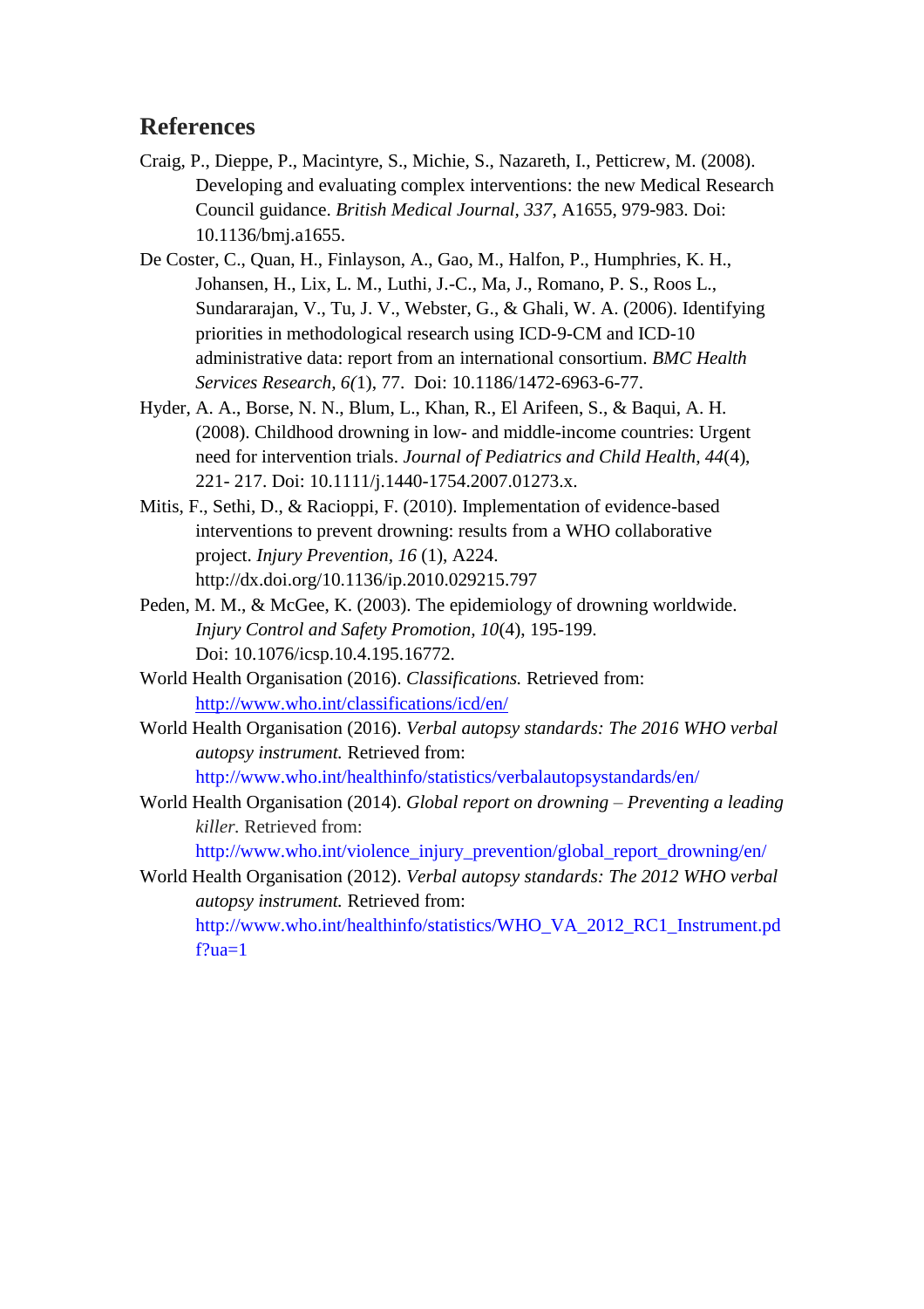## References

Craig, P., Dieppe, P., Macintyre, S., Michie, S., Nazareth, I., Petticrew, M. (2008). Developing and evaluating complex interventions: the new Medical Research Council guidance. *British Medical Journal, 337*, A1655, 979-983. Doi: 10.1136/bmj.a1655.

De Coster, C., Quan, H., Finlayson, A., Gao, M., Halfon, P., Humphries, K. H., Johansen, H., Lix, L. M., Luthi, J.-C., Ma, J., Romano, P. S., Roos L., Sundararajan, V., Tu, J. V., Webster, G., & Ghali, W. A. (2006). Identifying priorities in methodological research using ICD-9-CM and ICD-10 administrative data: report from an international consortium. *BMC Health Services Research, 6(*1), 77. Doi: 10.1186/1472-6963-6-77.

Hyder, A. A., Borse, N. N., Blum, L., Khan, R., El Arifeen, S., & Baqui, A. H. (2008). Childhood drowning in low- and middle-income countries: Urgent need for intervention trials. *Journal of Pediatrics and Child Health, 44*(4), 221- 217. Doi: 10.1111/j.1440-1754.2007.01273.x.

Mitis, F., Sethi, D., & Racioppi, F. (2010). Implementation of evidence-based interventions to prevent drowning: results from a WHO collaborative project. *Injury Prevention, 16* (1), A224. http://dx.doi.org/10.1136/ip.2010.029215.797

Peden, M. M., & McGee, K. (2003). The epidemiology of drowning worldwide. *Injury Control and Safety Promotion, 10*(4), 195-199. Doi: 10.1076/icsp.10.4.195.16772.

World Health Organisation (2016). *Classifications.* Retrieved from: http://www.who.int/classifications/icd/en/

World Health Organisation (2016). *Verbal autopsy standards: The 2016 WHO verbal autopsy instrument.* Retrieved from: http://www.who.int/healthinfo/statistics/verbalautopsystandards/en/

World Health Organisation (2014). *Global report on drowning – Preventing a leading killer.* Retrieved from: http://www.who.int/violence_injury_prevention/global_report_drowning/en/

World Health Organisation (2012). *Verbal autopsy standards: The 2012 WHO verbal autopsy instrument.* Retrieved from: http://www.who.int/healthinfo/statistics/WHO_VA_2012_RC1_Instrument.pdf?ua=1